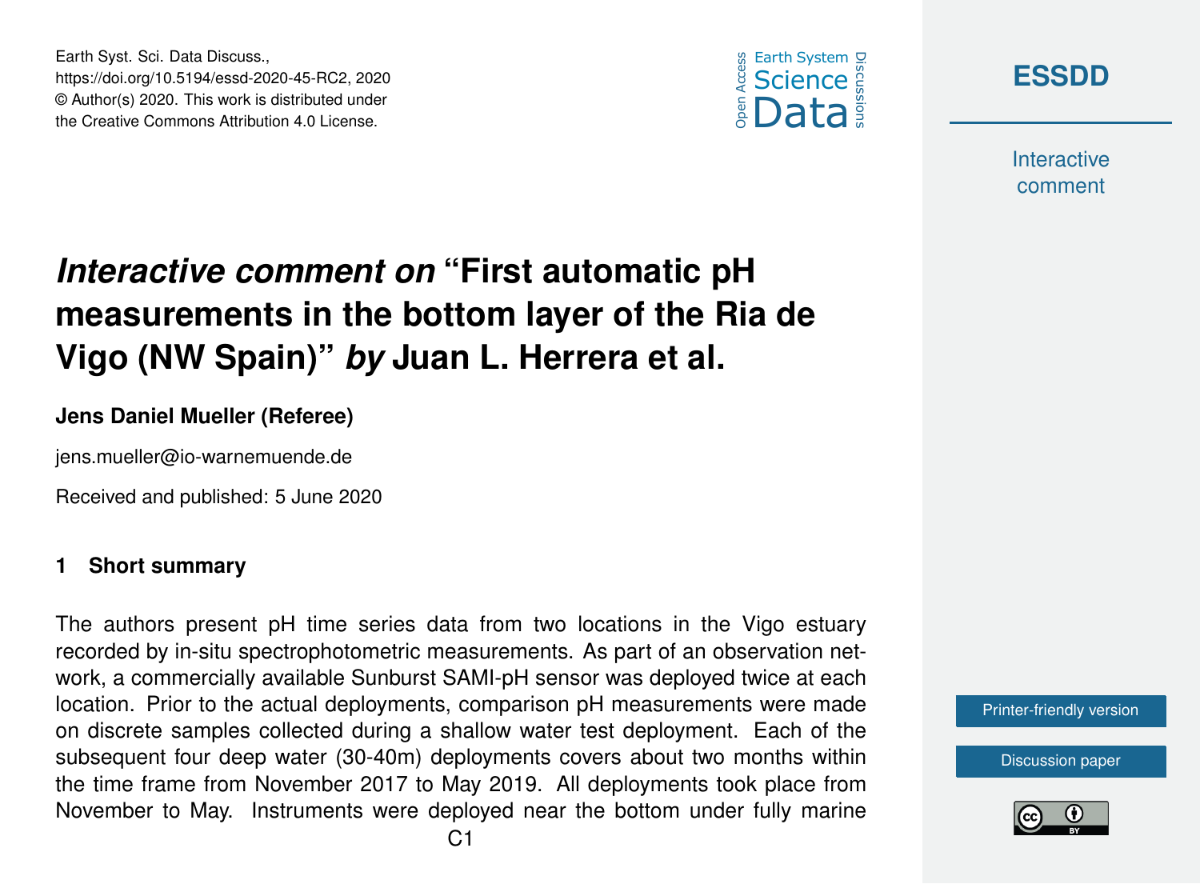# *Interactive comment on* "First automatic pH measurements in the bottom layer of the Ria de Vigo (NW Spain)" *by* Juan L. Herrera et al.

**Jens Daniel Mueller (Referee)**

jens.mueller@io-warnemuende.de

Received and published: 5 June 2020

## 1 Short summary

The authors present pH time series data from two locations in the Vigo estuary recorded by in-situ spectrophotometric measurements. As part of an observation network, a commercially available Sunburst SAMI-pH sensor was deployed twice at each location. Prior to the actual deployments, comparison pH measurements were made on discrete samples collected during a shallow water test deployment. Each of the subsequent four deep water (30-40m) deployments covers about two months within the time frame from November 2017 to May 2019. All deployments took place from November to May. Instruments were deployed near the bottom under fully marine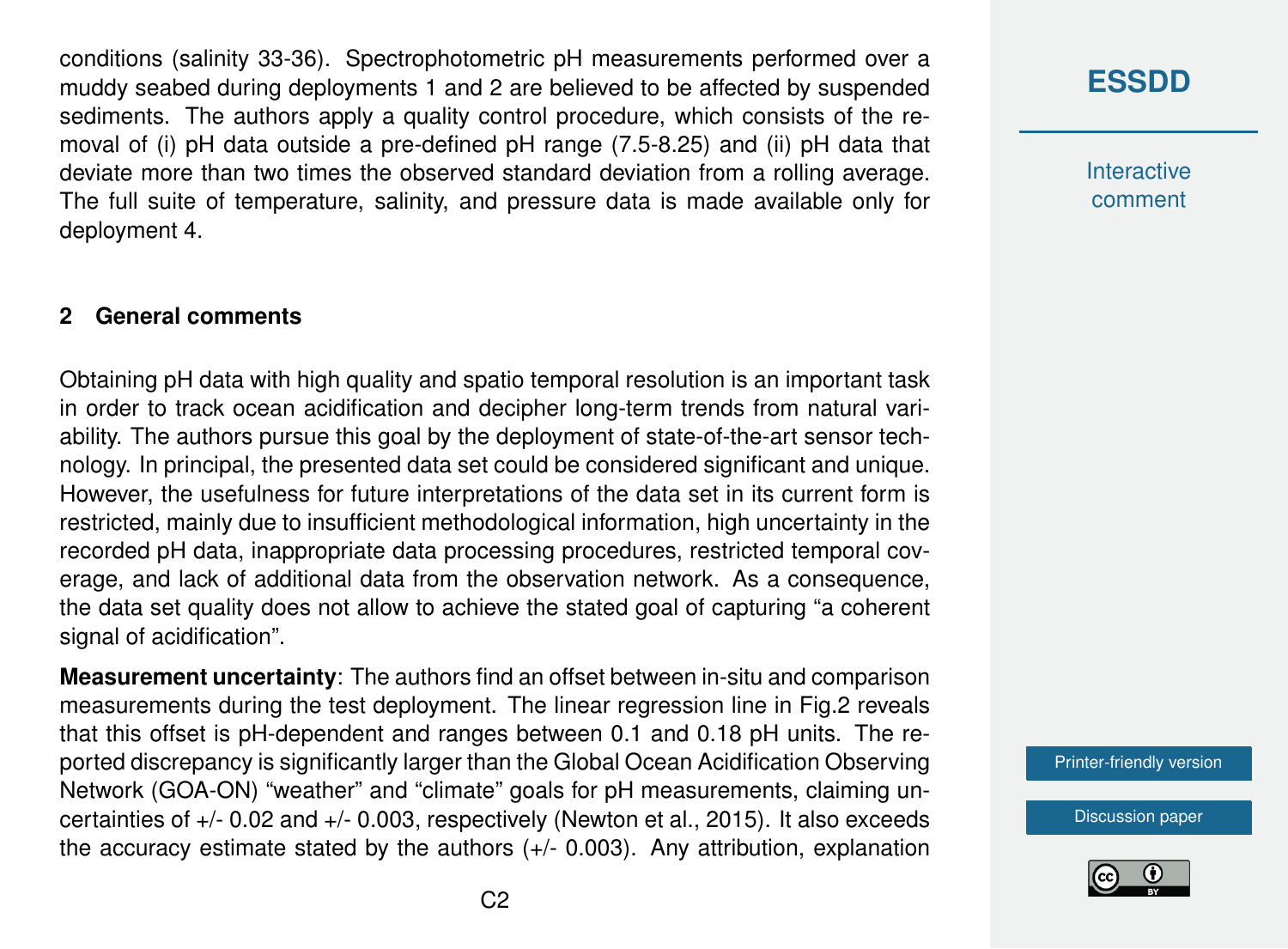conditions (salinity 33-36). Spectrophotometric pH measurements performed over a muddy seabed during deployments 1 and 2 are believed to be affected by suspended sediments. The authors apply a quality control procedure, which consists of the removal of (i) pH data outside a pre-defined pH range (7.5-8.25) and (ii) pH data that deviate more than two times the observed standard deviation from a rolling average. The full suite of temperature, salinity, and pressure data is made available only for deployment 4.

## 2 General comments

Obtaining pH data with high quality and spatio temporal resolution is an important task in order to track ocean acidification and decipher long-term trends from natural variability. The authors pursue this goal by the deployment of state-of-the-art sensor technology. In principal, the presented data set could be considered significant and unique. However, the usefulness for future interpretations of the data set in its current form is restricted, mainly due to insufficient methodological information, high uncertainty in the recorded pH data, inappropriate data processing procedures, restricted temporal coverage, and lack of additional data from the observation network. As a consequence, the data set quality does not allow to achieve the stated goal of capturing "a coherent signal of acidification".

**Measurement uncertainty**: The authors find an offset between in-situ and comparison measurements during the test deployment. The linear regression line in Fig.2 reveals that this offset is pH-dependent and ranges between 0.1 and 0.18 pH units. The reported discrepancy is significantly larger than the Global Ocean Acidification Observing Network (GOA-ON) "weather" and "climate" goals for pH measurements, claiming uncertainties of +/- 0.02 and +/- 0.003, respectively (Newton et al., 2015). It also exceeds the accuracy estimate stated by the authors (+/- 0.003). Any attribution, explanation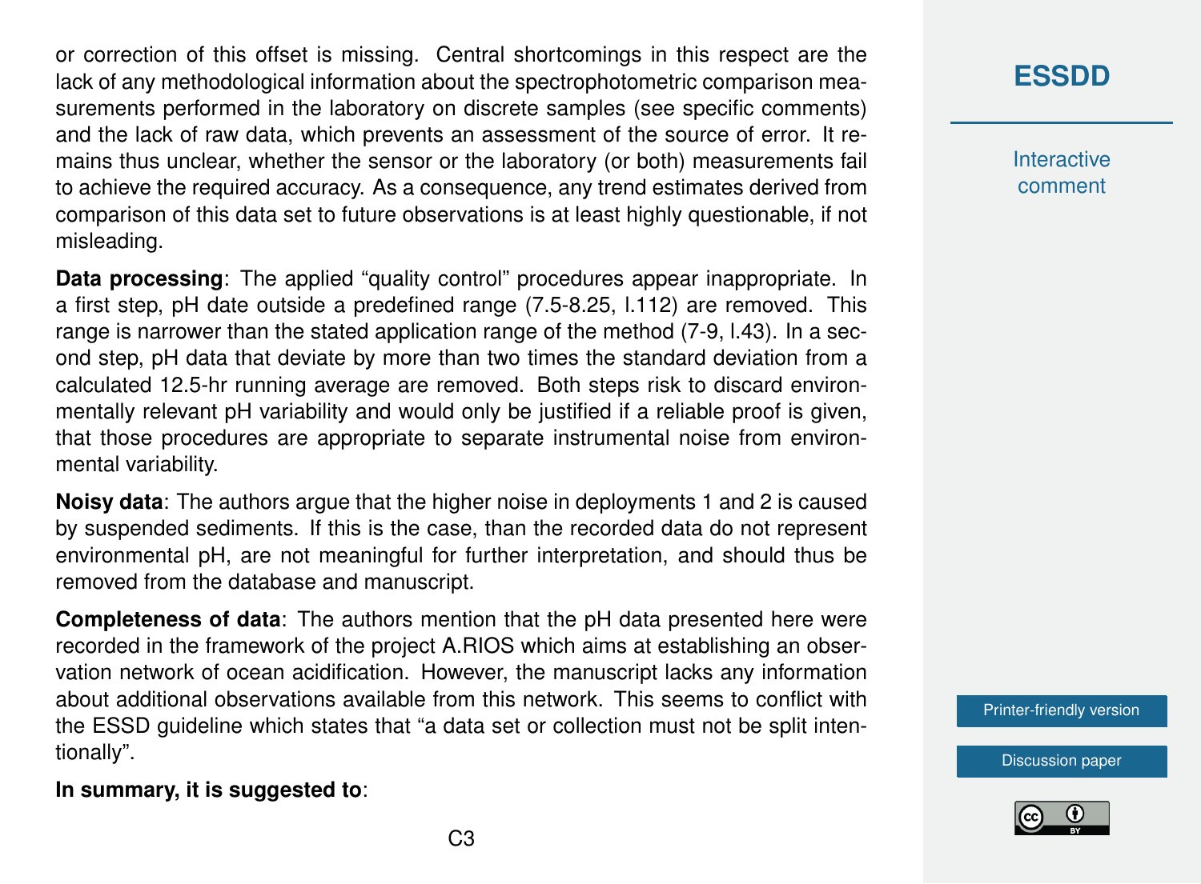or correction of this offset is missing. Central shortcomings in this respect are the lack of any methodological information about the spectrophotometric comparison measurements performed in the laboratory on discrete samples (see specific comments) and the lack of raw data, which prevents an assessment of the source of error. It remains thus unclear, whether the sensor or the laboratory (or both) measurements fail to achieve the required accuracy. As a consequence, any trend estimates derived from comparison of this data set to future observations is at least highly questionable, if not misleading.

**Data processing**: The applied "quality control" procedures appear inappropriate. In a first step, pH date outside a predefined range (7.5-8.25, l.112) are removed. This range is narrower than the stated application range of the method (7-9, l.43). In a second step, pH data that deviate by more than two times the standard deviation from a calculated 12.5-hr running average are removed. Both steps risk to discard environmentally relevant pH variability and would only be justified if a reliable proof is given, that those procedures are appropriate to separate instrumental noise from environmental variability.

**Noisy data**: The authors argue that the higher noise in deployments 1 and 2 is caused by suspended sediments. If this is the case, than the recorded data do not represent environmental pH, are not meaningful for further interpretation, and should thus be removed from the database and manuscript.

**Completeness of data**: The authors mention that the pH data presented here were recorded in the framework of the project A.RIOS which aims at establishing an observation network of ocean acidification. However, the manuscript lacks any information about additional observations available from this network. This seems to conflict with the ESSD guideline which states that "a data set or collection must not be split intentionally".

**In summary, it is suggested to**: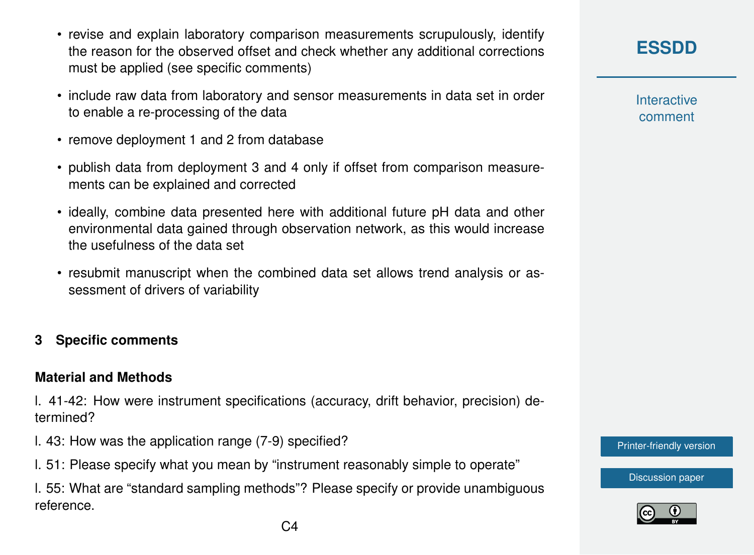- revise and explain laboratory comparison measurements scrupulously, identify the reason for the observed offset and check whether any additional corrections must be applied (see specific comments)
- include raw data from laboratory and sensor measurements in data set in order to enable a re-processing of the data
- remove deployment 1 and 2 from database
- publish data from deployment 3 and 4 only if offset from comparison measurements can be explained and corrected
- ideally, combine data presented here with additional future pH data and other environmental data gained through observation network, as this would increase the usefulness of the data set
- resubmit manuscript when the combined data set allows trend analysis or assessment of drivers of variability

## 3 Specific comments

### Material and Methods

l. 41-42: How were instrument specifications (accuracy, drift behavior, precision) determined?

l. 43: How was the application range (7-9) specified?

l. 51: Please specify what you mean by “instrument reasonably simple to operate”

l. 55: What are “standard sampling methods”? Please specify or provide unambiguous reference.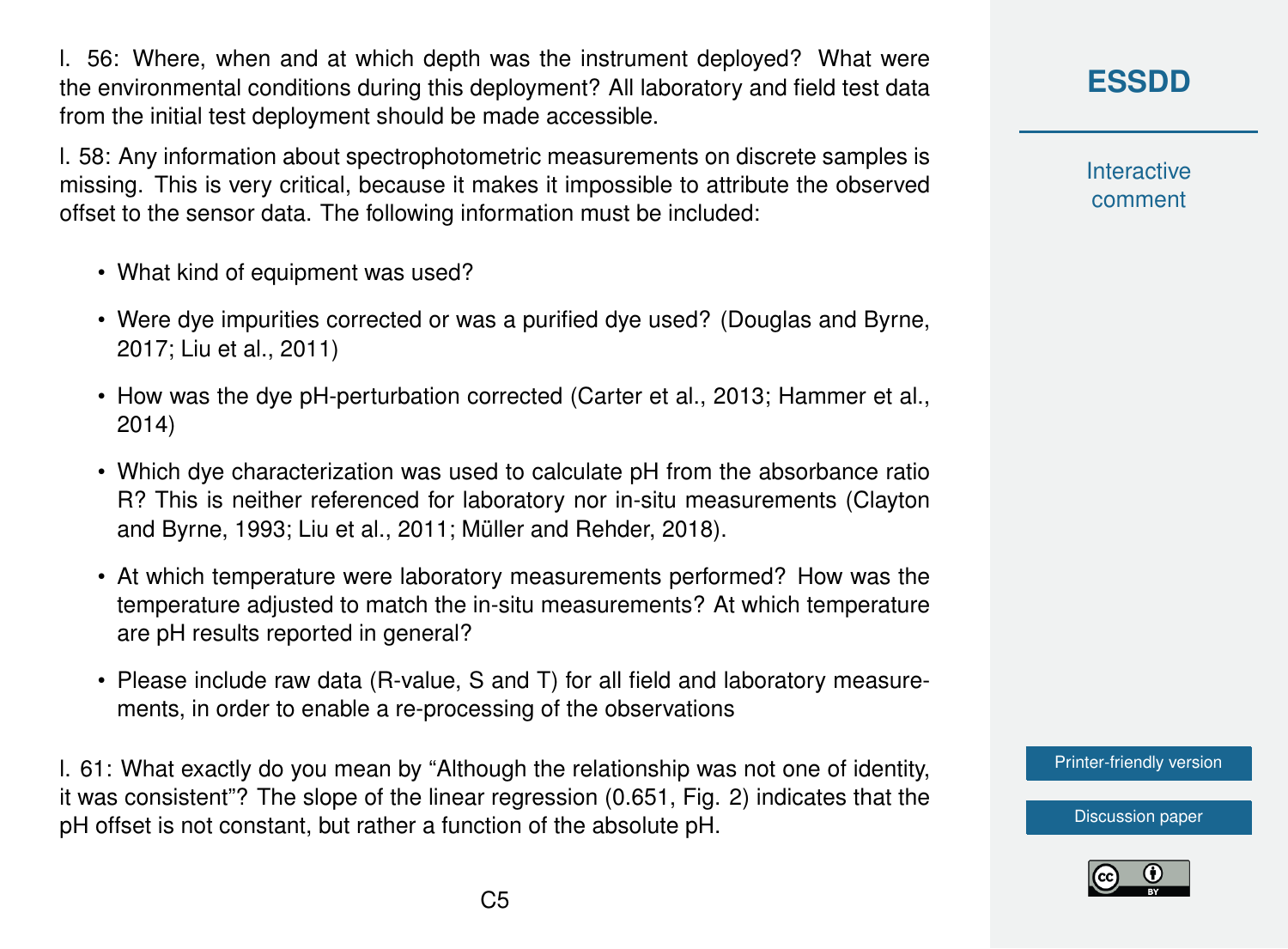l. 56: Where, when and at which depth was the instrument deployed? What were the environmental conditions during this deployment? All laboratory and field test data from the initial test deployment should be made accessible.

l. 58: Any information about spectrophotometric measurements on discrete samples is missing. This is very critical, because it makes it impossible to attribute the observed offset to the sensor data. The following information must be included:

- What kind of equipment was used?
- Were dye impurities corrected or was a purified dye used? (Douglas and Byrne, 2017; Liu et al., 2011)
- How was the dye pH-perturbation corrected (Carter et al., 2013; Hammer et al., 2014)
- Which dye characterization was used to calculate pH from the absorbance ratio R? This is neither referenced for laboratory nor in-situ measurements (Clayton and Byrne, 1993; Liu et al., 2011; Müller and Rehder, 2018).
- At which temperature were laboratory measurements performed? How was the temperature adjusted to match the in-situ measurements? At which temperature are pH results reported in general?
- Please include raw data (R-value, S and T) for all field and laboratory measurements, in order to enable a re-processing of the observations

l. 61: What exactly do you mean by "Although the relationship was not one of identity, it was consistent"? The slope of the linear regression (0.651, Fig. 2) indicates that the pH offset is not constant, but rather a function of the absolute pH.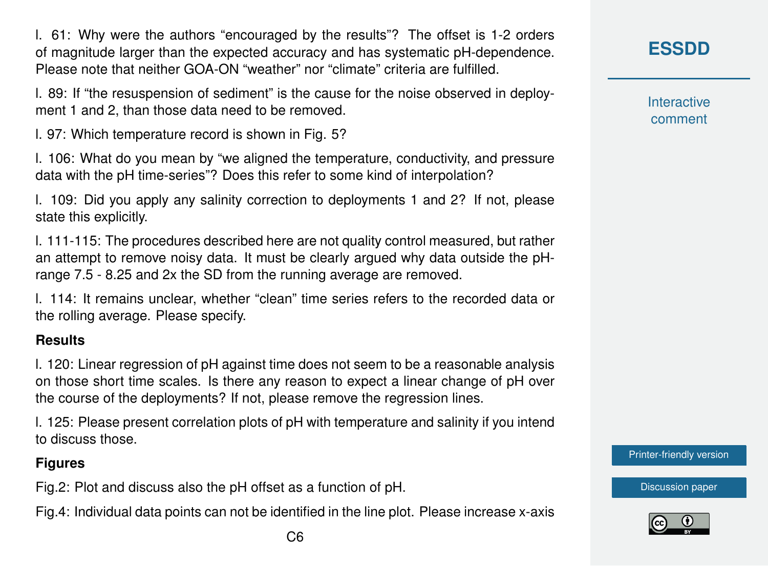l. 61: Why were the authors "encouraged by the results"? The offset is 1-2 orders of magnitude larger than the expected accuracy and has systematic pH-dependence. Please note that neither GOA-ON "weather" nor "climate" criteria are fulfilled.

l. 89: If "the resuspension of sediment" is the cause for the noise observed in deployment 1 and 2, than those data need to be removed.

l. 97: Which temperature record is shown in Fig. 5?

l. 106: What do you mean by "we aligned the temperature, conductivity, and pressure data with the pH time-series"? Does this refer to some kind of interpolation?

l. 109: Did you apply any salinity correction to deployments 1 and 2? If not, please state this explicitly.

l. 111-115: The procedures described here are not quality control measured, but rather an attempt to remove noisy data. It must be clearly argued why data outside the pH-range 7.5 - 8.25 and 2x the SD from the running average are removed.

l. 114: It remains unclear, whether "clean" time series refers to the recorded data or the rolling average. Please specify.

**Results**

l. 120: Linear regression of pH against time does not seem to be a reasonable analysis on those short time scales. Is there any reason to expect a linear change of pH over the course of the deployments? If not, please remove the regression lines.

l. 125: Please present correlation plots of pH with temperature and salinity if you intend to discuss those.

**Figures**

Fig.2: Plot and discuss also the pH offset as a function of pH.

Fig.4: Individual data points can not be identified in the line plot. Please increase x-axis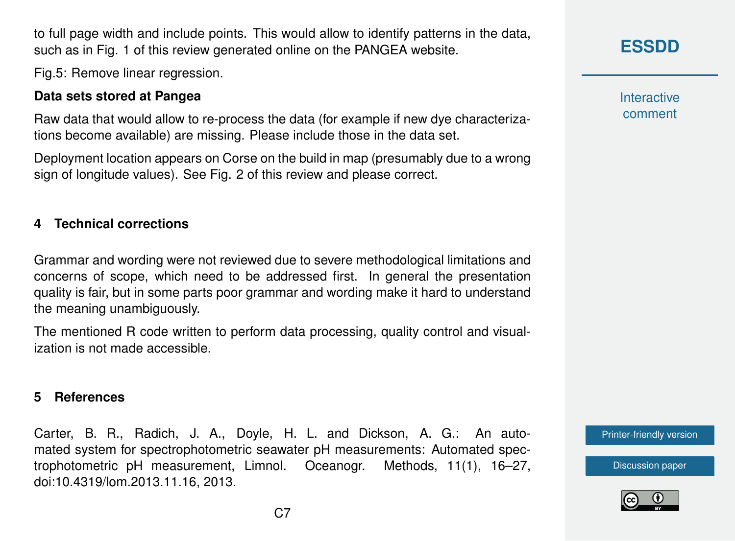to full page width and include points. This would allow to identify patterns in the data, such as in Fig. 1 of this review generated online on the PANGEA website.

Fig.5: Remove linear regression.

**Data sets stored at Pangea**

Raw data that would allow to re-process the data (for example if new dye characterizations become available) are missing. Please include those in the data set.

Deployment location appears on Corse on the build in map (presumably due to a wrong sign of longitude values). See Fig. 2 of this review and please correct.

## 4 Technical corrections

Grammar and wording were not reviewed due to severe methodological limitations and concerns of scope, which need to be addressed first. In general the presentation quality is fair, but in some parts poor grammar and wording make it hard to understand the meaning unambiguously.

The mentioned R code written to perform data processing, quality control and visualization is not made accessible.

## 5 References

Carter, B. R., Radich, J. A., Doyle, H. L. and Dickson, A. G.: An automated system for spectrophotometric seawater pH measurements: Automated spectrophotometric pH measurement, Limnol. Oceanogr. Methods, 11(1), 16–27, doi:10.4319/lom.2013.11.16, 2013.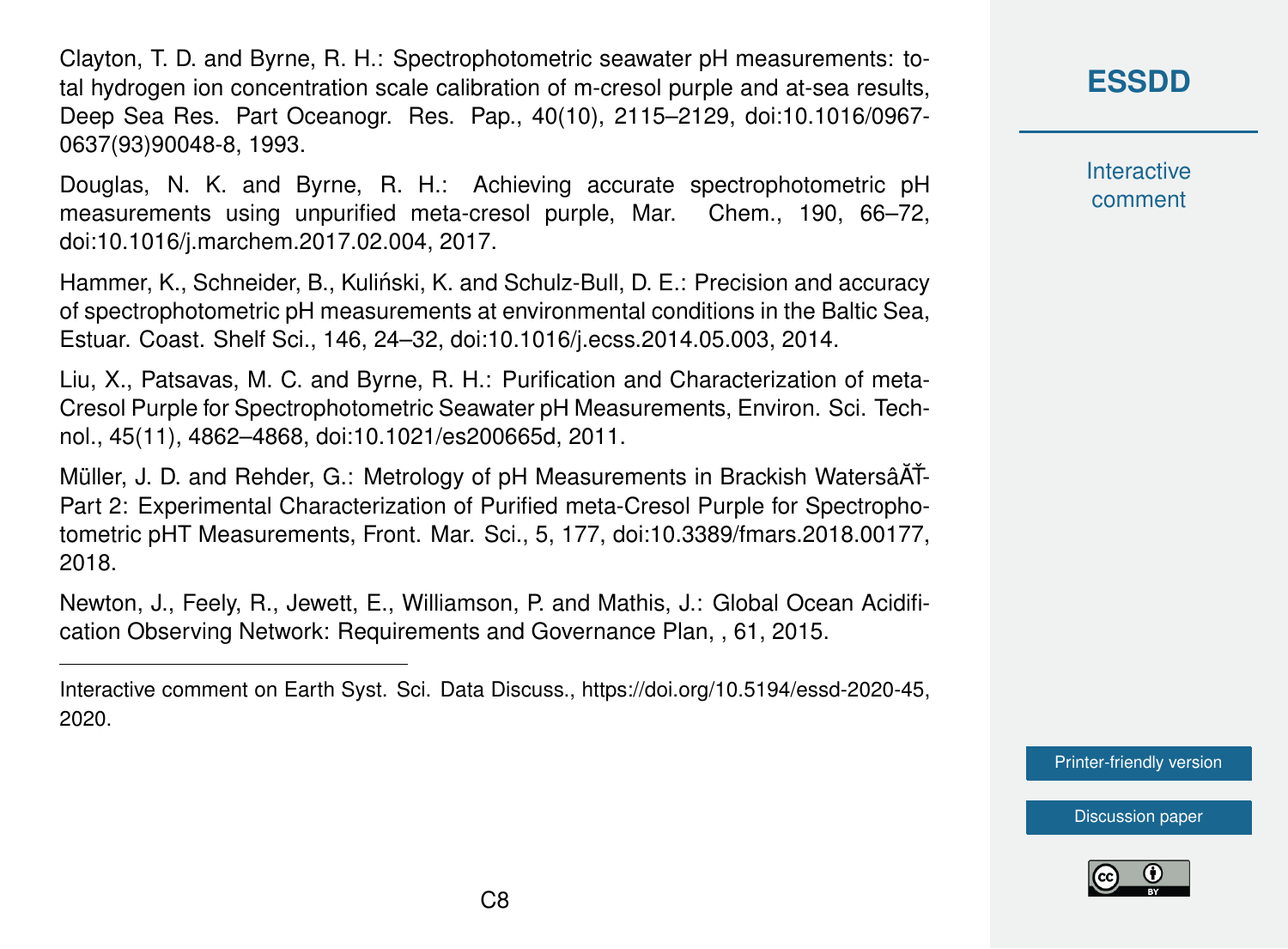Clayton, T. D. and Byrne, R. H.: Spectrophotometric seawater pH measurements: total hydrogen ion concentration scale calibration of m-cresol purple and at-sea results, Deep Sea Res. Part Oceanogr. Res. Pap., 40(10), 2115–2129, doi:10.1016/0967-0637(93)90048-8, 1993.

Douglas, N. K. and Byrne, R. H.: Achieving accurate spectrophotometric pH measurements using unpurified meta-cresol purple, Mar. Chem., 190, 66–72, doi:10.1016/j.marchem.2017.02.004, 2017.

Hammer, K., Schneider, B., Kuliński, K. and Schulz-Bull, D. E.: Precision and accuracy of spectrophotometric pH measurements at environmental conditions in the Baltic Sea, Estuar. Coast. Shelf Sci., 146, 24–32, doi:10.1016/j.ecss.2014.05.003, 2014.

Liu, X., Patsavas, M. C. and Byrne, R. H.: Purification and Characterization of meta-Cresol Purple for Spectrophotometric Seawater pH Measurements, Environ. Sci. Technol., 45(11), 4862–4868, doi:10.1021/es200665d, 2011.

Müller, J. D. and Rehder, G.: Metrology of pH Measurements in Brackish WatersâĂŤ-Part 2: Experimental Characterization of Purified meta-Cresol Purple for Spectrophotometric pHT Measurements, Front. Mar. Sci., 5, 177, doi:10.3389/fmars.2018.00177, 2018.

Newton, J., Feely, R., Jewett, E., Williamson, P. and Mathis, J.: Global Ocean Acidification Observing Network: Requirements and Governance Plan, , 61, 2015.

---

Interactive comment on Earth Syst. Sci. Data Discuss., https://doi.org/10.5194/essd-2020-45, 2020.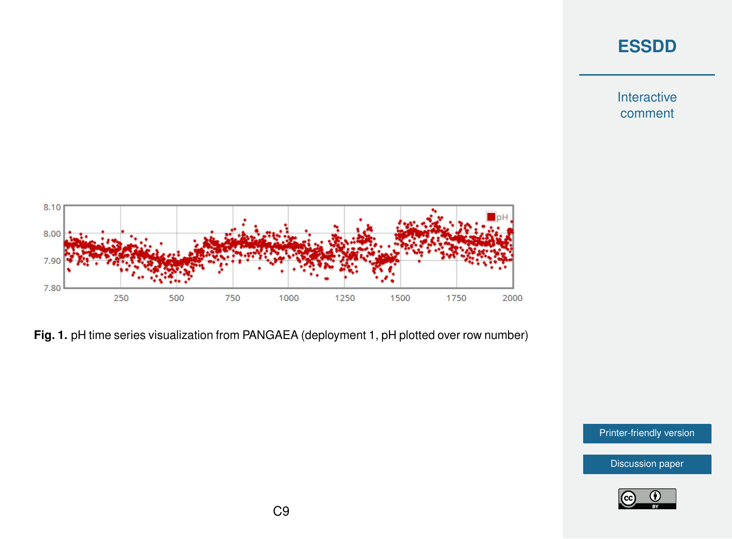**Fig. 1.** pH time series visualization from PANGAEA (deployment 1, pH plotted over row number)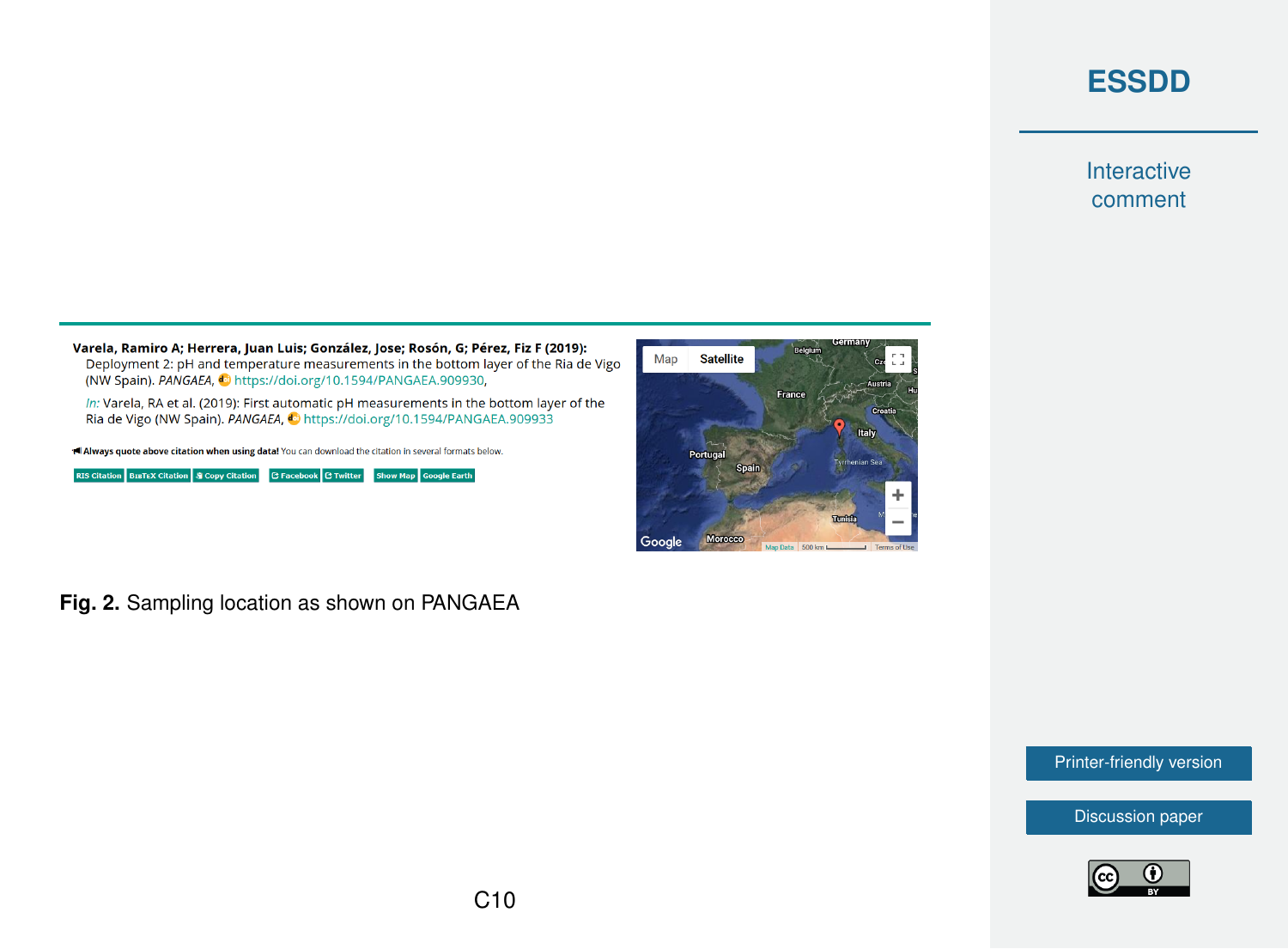Varela, Ramiro A; Herrera, Juan Luis; González, Jose; Rosón, G; Pérez, Fiz F (2019):
Deployment 2: pH and temperature measurements in the bottom layer of the Ria de Vigo (NW Spain). *PANGAEA*, https://doi.org/10.1594/PANGAEA.909930,

*In:* Varela, RA et al. (2019): First automatic pH measurements in the bottom layer of the Ria de Vigo (NW Spain). *PANGAEA*, https://doi.org/10.1594/PANGAEA.909933

**Always quote above citation when using data!** You can download the citation in several formats below.

RIS Citation | BibTeX Citation | Copy Citation | Facebook | Twitter | Show Map | Google Earth

Map | Satellite

Germany
Belgium
France
Austria
Croatia
Italy
Portugal
Spain
Tyrrhenian Sea
Tunisia
Morocco
Google
Map Data | 500 km | Terms of Use

**Fig. 2.** Sampling location as shown on PANGAEA